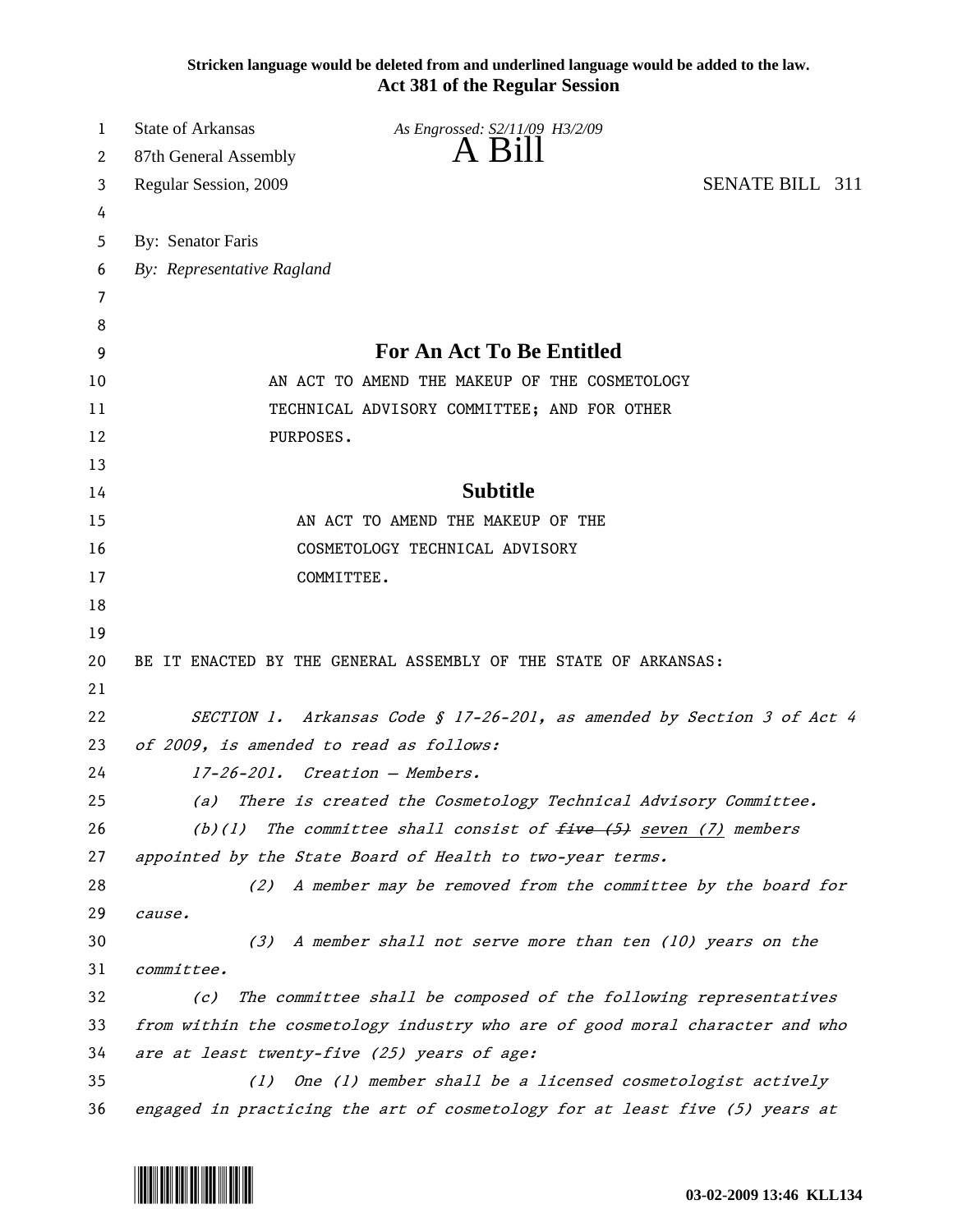**Stricken language would be deleted from and underlined language would be added to the law.**
**Act 381 of the Regular Session**

State of Arkansas *As Engrossed: S2/11/09 H3/2/09*
87th General Assembly
# A Bill
Regular Session, 2009 SENATE BILL 311

By: Senator Faris
*By: Representative Ragland*

## For An Act To Be Entitled

AN ACT TO AMEND THE MAKEUP OF THE COSMETOLOGY TECHNICAL ADVISORY COMMITTEE; AND FOR OTHER PURPOSES.

## Subtitle

AN ACT TO AMEND THE MAKEUP OF THE COSMETOLOGY TECHNICAL ADVISORY COMMITTEE.

BE IT ENACTED BY THE GENERAL ASSEMBLY OF THE STATE OF ARKANSAS:

*SECTION 1. Arkansas Code § 17-26-201, as amended by Section 3 of Act 4 of 2009, is amended to read as follows:*

*17-26-201. Creation — Members.*

*(a) There is created the Cosmetology Technical Advisory Committee.*

*(b)(1) The committee shall consist of ~~five (5)~~ <u>seven (7)</u> members appointed by the State Board of Health to two-year terms.*

*(2) A member may be removed from the committee by the board for cause.*

*(3) A member shall not serve more than ten (10) years on the committee.*

*(c) The committee shall be composed of the following representatives from within the cosmetology industry who are of good moral character and who are at least twenty-five (25) years of age:*

*(1) One (1) member shall be a licensed cosmetologist actively engaged in practicing the art of cosmetology for at least five (5) years at*

03-02-2009 13:46 KLL134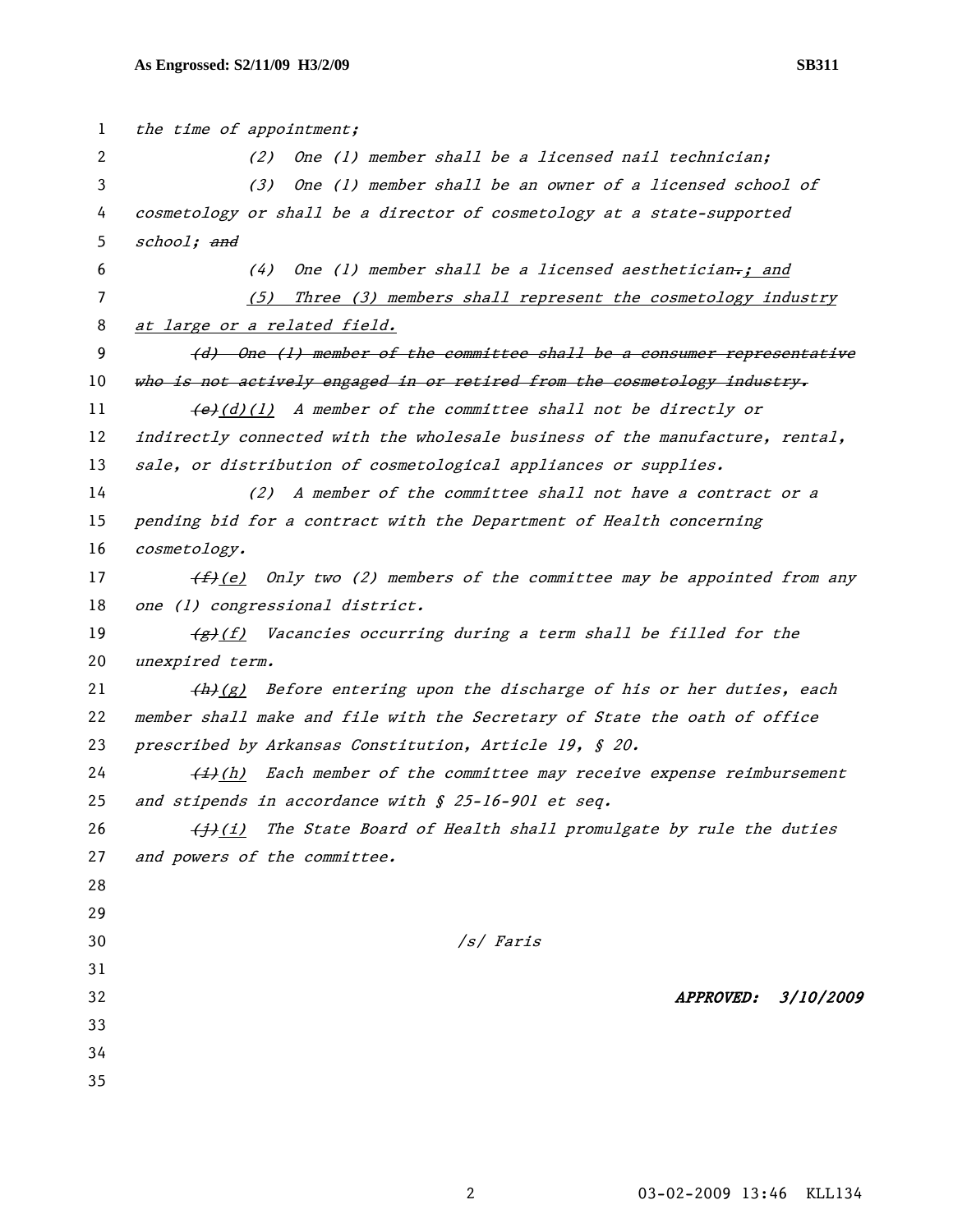*the time of appointment;*

*(2) One (1) member shall be a licensed nail technician;*

*(3) One (1) member shall be an owner of a licensed school of cosmetology or shall be a director of cosmetology at a state-supported school;* ~~*and*~~

*(4) One (1) member shall be a licensed aesthetician*~~*.*~~<u>*; and*</u>

<u>*(5) Three (3) members shall represent the cosmetology industry at large or a related field.*</u>

~~*(d) One (1) member of the committee shall be a consumer representative who is not actively engaged in or retired from the cosmetology industry.*~~

~~*(e)*~~<u>*(d)(1)*</u> *A member of the committee shall not be directly or indirectly connected with the wholesale business of the manufacture, rental, sale, or distribution of cosmetological appliances or supplies.*

*(2) A member of the committee shall not have a contract or a pending bid for a contract with the Department of Health concerning cosmetology.*

~~*(f)*~~<u>*(e)*</u> *Only two (2) members of the committee may be appointed from any one (1) congressional district.*

~~*(g)*~~<u>*(f)*</u> *Vacancies occurring during a term shall be filled for the unexpired term.*

~~*(h)*~~<u>*(g)*</u> *Before entering upon the discharge of his or her duties, each member shall make and file with the Secretary of State the oath of office prescribed by Arkansas Constitution, Article 19, § 20.*

~~*(i)*~~<u>*(h)*</u> *Each member of the committee may receive expense reimbursement and stipends in accordance with § 25-16-901 et seq.*

~~*(j)*~~<u>*(i)*</u> *The State Board of Health shall promulgate by rule the duties and powers of the committee.*

*/s/ Faris*

***APPROVED: 3/10/2009***